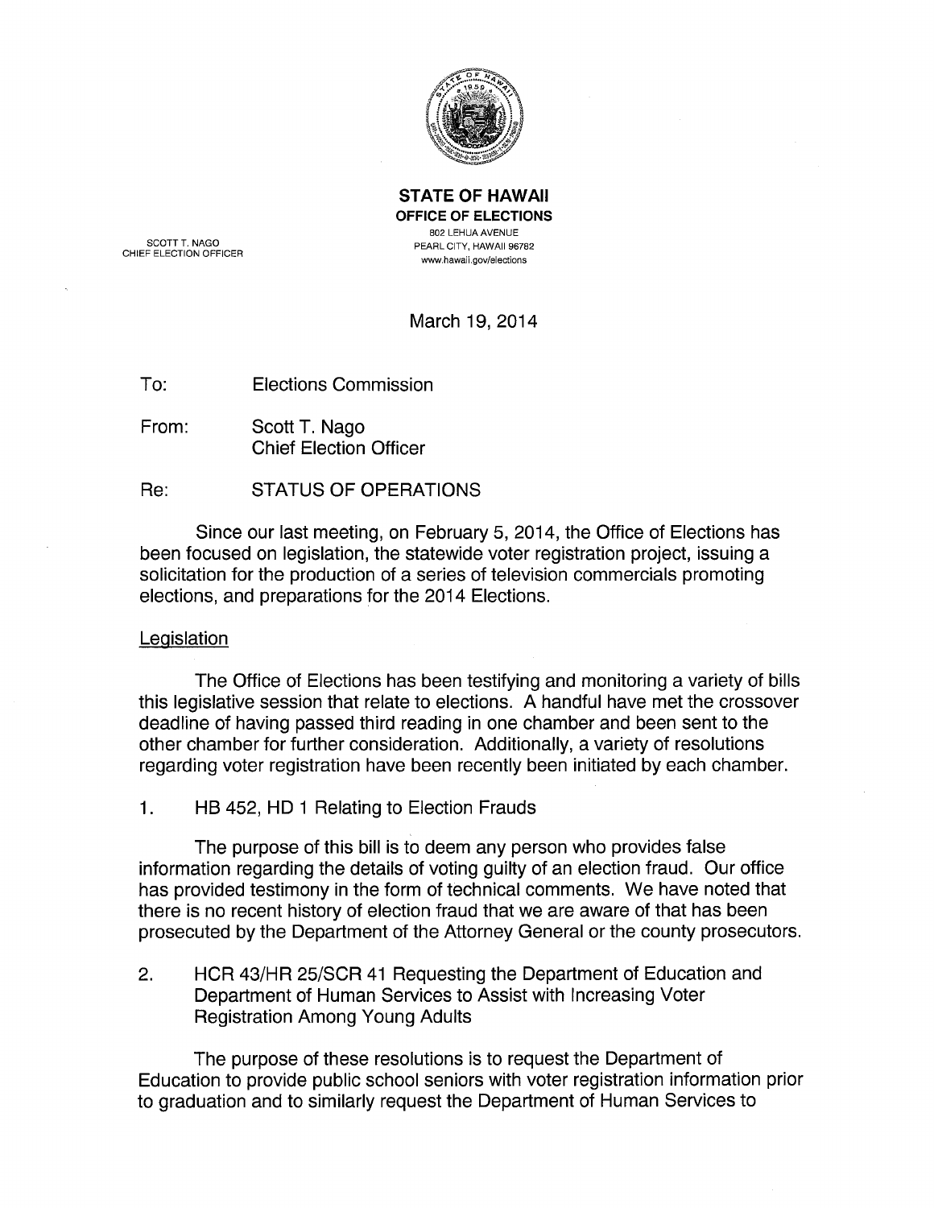**STATE OF HAWAII**
**OFFICE OF ELECTIONS**
802 LEHUA AVENUE
PEARL CITY, HAWAII 96782
www.hawaii.gov/elections

SCOTT T. NAGO
CHIEF ELECTION OFFICER

March 19, 2014

To: Elections Commission

From: Scott T. Nago
Chief Election Officer

Re: STATUS OF OPERATIONS

Since our last meeting, on February 5, 2014, the Office of Elections has been focused on legislation, the statewide voter registration project, issuing a solicitation for the production of a series of television commercials promoting elections, and preparations for the 2014 Elections.

## Legislation

The Office of Elections has been testifying and monitoring a variety of bills this legislative session that relate to elections. A handful have met the crossover deadline of having passed third reading in one chamber and been sent to the other chamber for further consideration. Additionally, a variety of resolutions regarding voter registration have been recently been initiated by each chamber.

1. HB 452, HD 1 Relating to Election Frauds

The purpose of this bill is to deem any person who provides false information regarding the details of voting guilty of an election fraud. Our office has provided testimony in the form of technical comments. We have noted that there is no recent history of election fraud that we are aware of that has been prosecuted by the Department of the Attorney General or the county prosecutors.

2. HCR 43/HR 25/SCR 41 Requesting the Department of Education and Department of Human Services to Assist with Increasing Voter Registration Among Young Adults

The purpose of these resolutions is to request the Department of Education to provide public school seniors with voter registration information prior to graduation and to similarly request the Department of Human Services to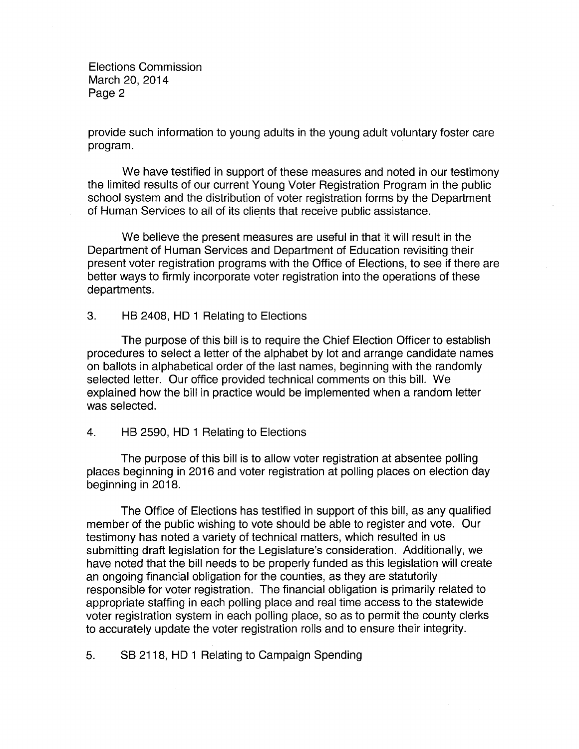provide such information to young adults in the young adult voluntary foster care program.

We have testified in support of these measures and noted in our testimony the limited results of our current Young Voter Registration Program in the public school system and the distribution of voter registration forms by the Department of Human Services to all of its clients that receive public assistance.

We believe the present measures are useful in that it will result in the Department of Human Services and Department of Education revisiting their present voter registration programs with the Office of Elections, to see if there are better ways to firmly incorporate voter registration into the operations of these departments.

3. HB 2408, HD 1 Relating to Elections

The purpose of this bill is to require the Chief Election Officer to establish procedures to select a letter of the alphabet by lot and arrange candidate names on ballots in alphabetical order of the last names, beginning with the randomly selected letter. Our office provided technical comments on this bill. We explained how the bill in practice would be implemented when a random letter was selected.

4. HB 2590, HD 1 Relating to Elections

The purpose of this bill is to allow voter registration at absentee polling places beginning in 2016 and voter registration at polling places on election day beginning in 2018.

The Office of Elections has testified in support of this bill, as any qualified member of the public wishing to vote should be able to register and vote. Our testimony has noted a variety of technical matters, which resulted in us submitting draft legislation for the Legislature's consideration. Additionally, we have noted that the bill needs to be properly funded as this legislation will create an ongoing financial obligation for the counties, as they are statutorily responsible for voter registration. The financial obligation is primarily related to appropriate staffing in each polling place and real time access to the statewide voter registration system in each polling place, so as to permit the county clerks to accurately update the voter registration rolls and to ensure their integrity.

5. SB 2118, HD 1 Relating to Campaign Spending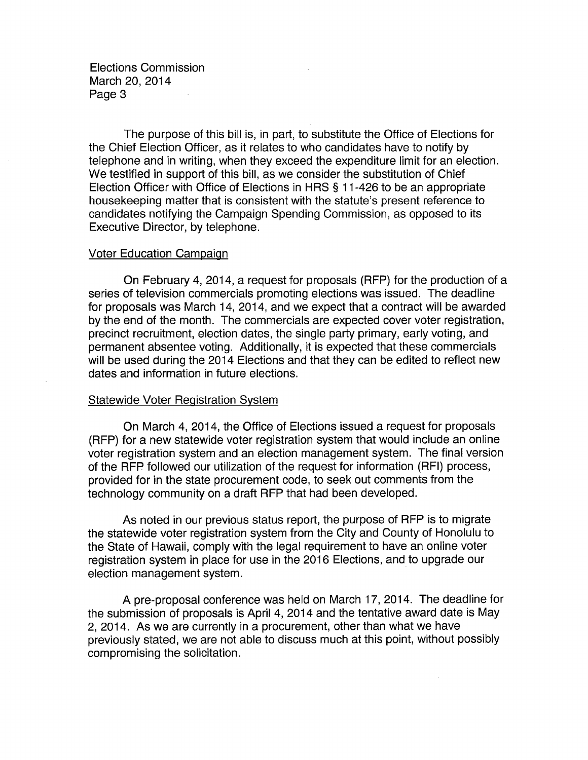The purpose of this bill is, in part, to substitute the Office of Elections for the Chief Election Officer, as it relates to who candidates have to notify by telephone and in writing, when they exceed the expenditure limit for an election. We testified in support of this bill, as we consider the substitution of Chief Election Officer with Office of Elections in HRS § 11-426 to be an appropriate housekeeping matter that is consistent with the statute's present reference to candidates notifying the Campaign Spending Commission, as opposed to its Executive Director, by telephone.

Voter Education Campaign

On February 4, 2014, a request for proposals (RFP) for the production of a series of television commercials promoting elections was issued. The deadline for proposals was March 14, 2014, and we expect that a contract will be awarded by the end of the month. The commercials are expected cover voter registration, precinct recruitment, election dates, the single party primary, early voting, and permanent absentee voting. Additionally, it is expected that these commercials will be used during the 2014 Elections and that they can be edited to reflect new dates and information in future elections.

Statewide Voter Registration System

On March 4, 2014, the Office of Elections issued a request for proposals (RFP) for a new statewide voter registration system that would include an online voter registration system and an election management system. The final version of the RFP followed our utilization of the request for information (RFI) process, provided for in the state procurement code, to seek out comments from the technology community on a draft RFP that had been developed.

As noted in our previous status report, the purpose of RFP is to migrate the statewide voter registration system from the City and County of Honolulu to the State of Hawaii, comply with the legal requirement to have an online voter registration system in place for use in the 2016 Elections, and to upgrade our election management system.

A pre-proposal conference was held on March 17, 2014. The deadline for the submission of proposals is April 4, 2014 and the tentative award date is May 2, 2014. As we are currently in a procurement, other than what we have previously stated, we are not able to discuss much at this point, without possibly compromising the solicitation.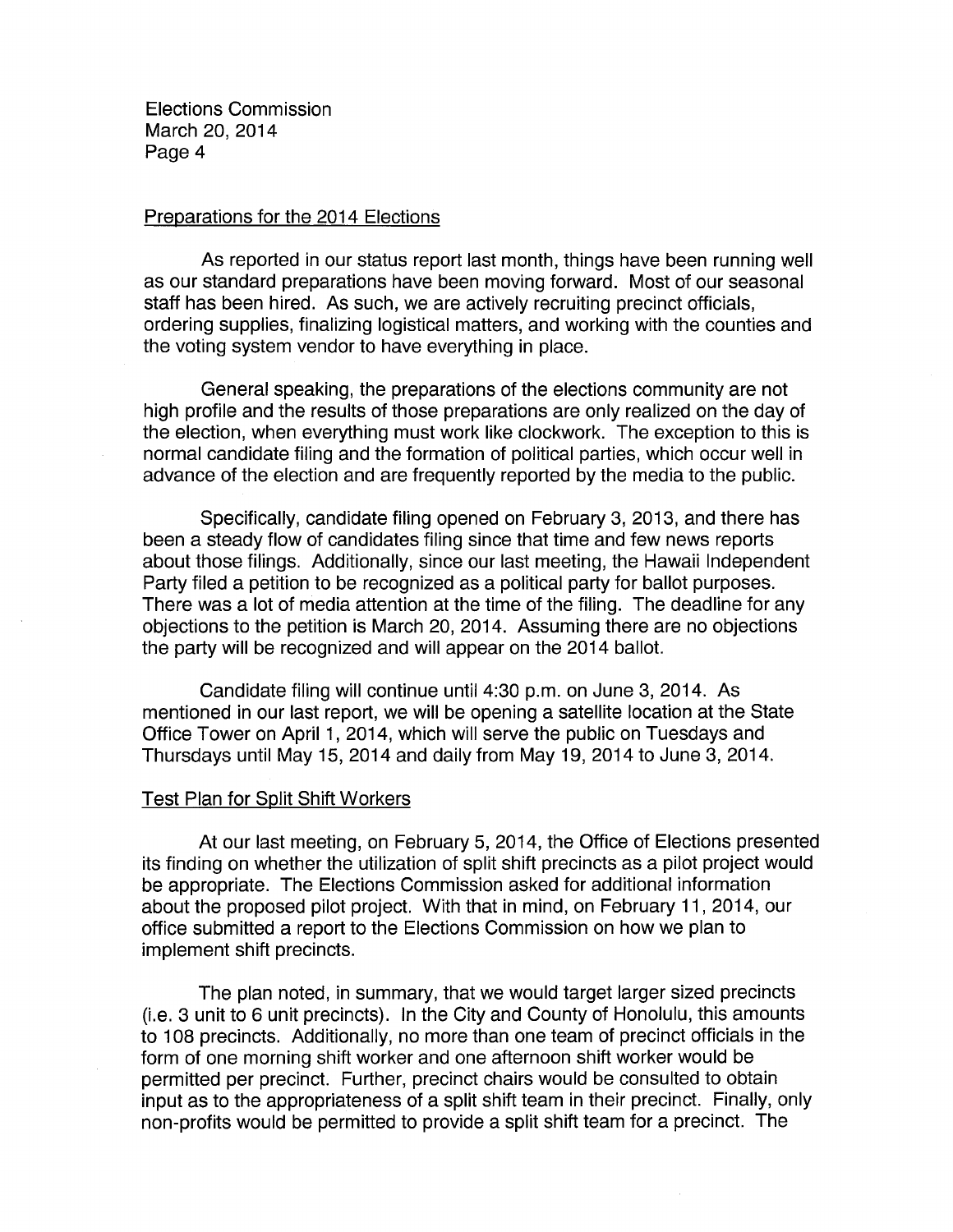## Preparations for the 2014 Elections

As reported in our status report last month, things have been running well as our standard preparations have been moving forward. Most of our seasonal staff has been hired. As such, we are actively recruiting precinct officials, ordering supplies, finalizing logistical matters, and working with the counties and the voting system vendor to have everything in place.

General speaking, the preparations of the elections community are not high profile and the results of those preparations are only realized on the day of the election, when everything must work like clockwork. The exception to this is normal candidate filing and the formation of political parties, which occur well in advance of the election and are frequently reported by the media to the public.

Specifically, candidate filing opened on February 3, 2013, and there has been a steady flow of candidates filing since that time and few news reports about those filings. Additionally, since our last meeting, the Hawaii Independent Party filed a petition to be recognized as a political party for ballot purposes. There was a lot of media attention at the time of the filing. The deadline for any objections to the petition is March 20, 2014. Assuming there are no objections the party will be recognized and will appear on the 2014 ballot.

Candidate filing will continue until 4:30 p.m. on June 3, 2014. As mentioned in our last report, we will be opening a satellite location at the State Office Tower on April 1, 2014, which will serve the public on Tuesdays and Thursdays until May 15, 2014 and daily from May 19, 2014 to June 3, 2014.

## Test Plan for Split Shift Workers

At our last meeting, on February 5, 2014, the Office of Elections presented its finding on whether the utilization of split shift precincts as a pilot project would be appropriate. The Elections Commission asked for additional information about the proposed pilot project. With that in mind, on February 11, 2014, our office submitted a report to the Elections Commission on how we plan to implement shift precincts.

The plan noted, in summary, that we would target larger sized precincts (i.e. 3 unit to 6 unit precincts). In the City and County of Honolulu, this amounts to 108 precincts. Additionally, no more than one team of precinct officials in the form of one morning shift worker and one afternoon shift worker would be permitted per precinct. Further, precinct chairs would be consulted to obtain input as to the appropriateness of a split shift team in their precinct. Finally, only non-profits would be permitted to provide a split shift team for a precinct. The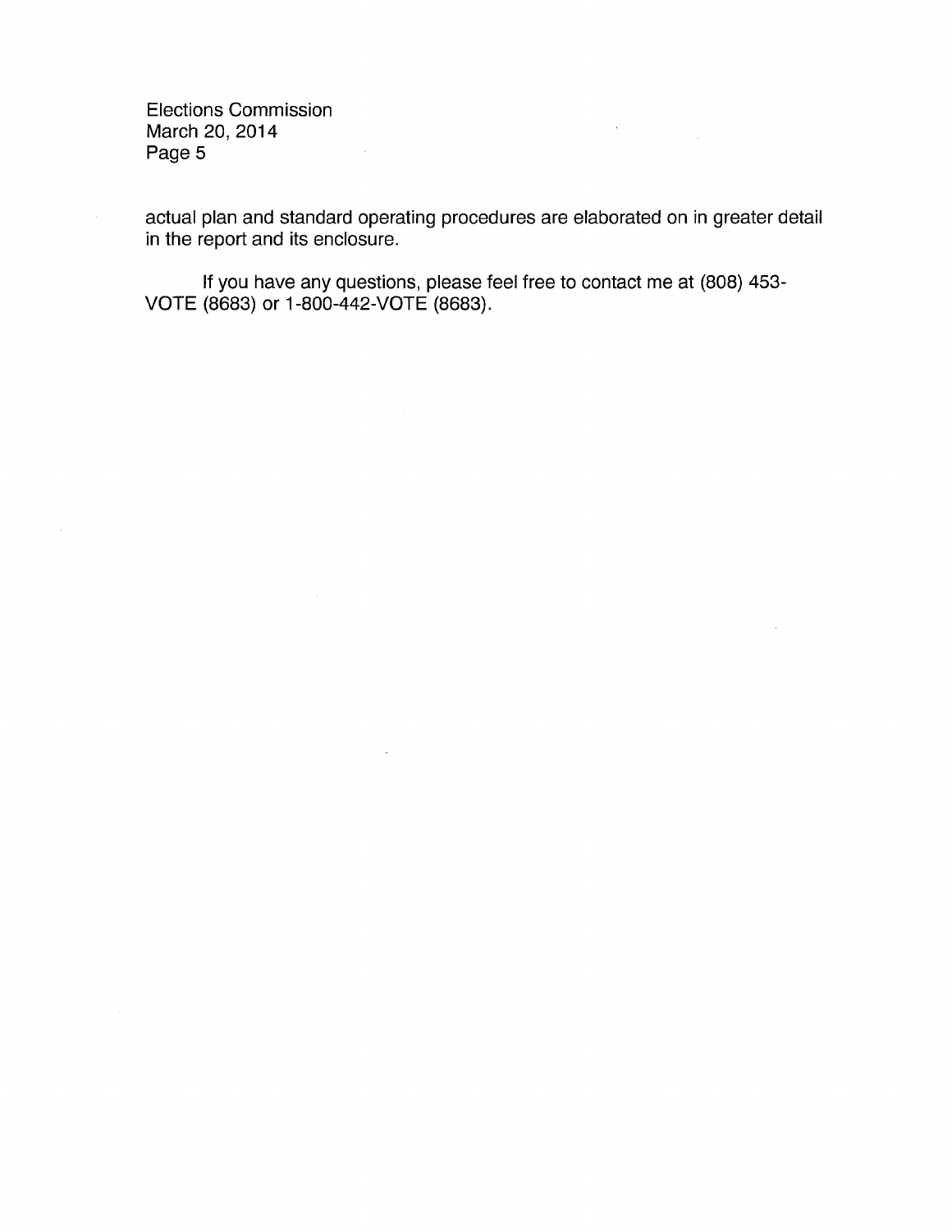actual plan and standard operating procedures are elaborated on in greater detail in the report and its enclosure.

If you have any questions, please feel free to contact me at (808) 453-VOTE (8683) or 1-800-442-VOTE (8683).